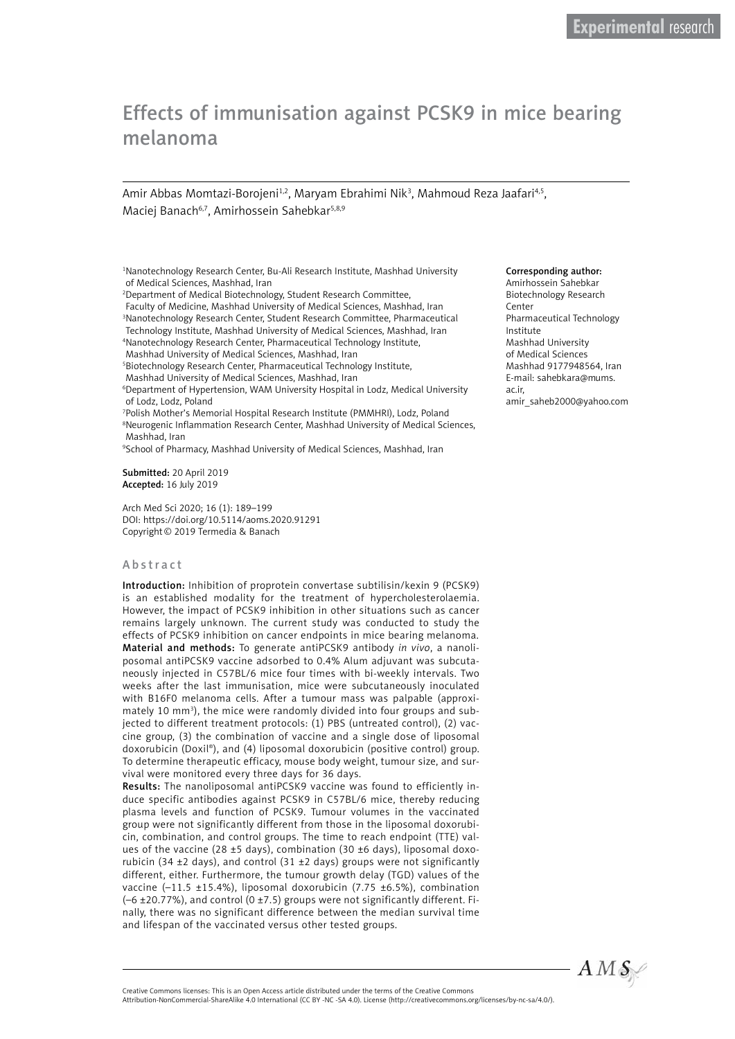Experimental research

# Effects of immunisation against PCSK9 in mice bearing melanoma

Amir Abbas Momtazi-Borojeni[1,2], Maryam Ebrahimi Nik[3], Mahmoud Reza Jaafari[4,5], Maciej Banach[6,7], Amirhossein Sahebkar[5,8,9]

[1]Nanotechnology Research Center, Bu-Ali Research Institute, Mashhad University of Medical Sciences, Mashhad, Iran
[2]Department of Medical Biotechnology, Student Research Committee, Faculty of Medicine, Mashhad University of Medical Sciences, Mashhad, Iran
[3]Nanotechnology Research Center, Student Research Committee, Pharmaceutical Technology Institute, Mashhad University of Medical Sciences, Mashhad, Iran
[4]Nanotechnology Research Center, Pharmaceutical Technology Institute, Mashhad University of Medical Sciences, Mashhad, Iran
[5]Biotechnology Research Center, Pharmaceutical Technology Institute, Mashhad University of Medical Sciences, Mashhad, Iran
[6]Department of Hypertension, WAM University Hospital in Lodz, Medical University of Lodz, Lodz, Poland
[7]Polish Mother's Memorial Hospital Research Institute (PMMHRI), Lodz, Poland
[8]Neurogenic Inflammation Research Center, Mashhad University of Medical Sciences, Mashhad, Iran
[9]School of Pharmacy, Mashhad University of Medical Sciences, Mashhad, Iran

**Corresponding author:**
Amirhossein Sahebkar
Biotechnology Research Center
Pharmaceutical Technology Institute
Mashhad University of Medical Sciences
Mashhad 9177948564, Iran
E-mail: sahebkara@mums.ac.ir, amir_saheb2000@yahoo.com

**Submitted:** 20 April 2019
**Accepted:** 16 July 2019

Arch Med Sci 2020; 16 (1): 189–199
DOI: https://doi.org/10.5114/aoms.2020.91291
Copyright © 2019 Termedia & Banach

## Abstract

**Introduction:** Inhibition of proprotein convertase subtilisin/kexin 9 (PCSK9) is an established modality for the treatment of hypercholesterolaemia. However, the impact of PCSK9 inhibition in other situations such as cancer remains largely unknown. The current study was conducted to study the effects of PCSK9 inhibition on cancer endpoints in mice bearing melanoma.

**Material and methods:** To generate antiPCSK9 antibody *in vivo*, a nanoliposomal antiPCSK9 vaccine adsorbed to 0.4% Alum adjuvant was subcutaneously injected in C57BL/6 mice four times with bi-weekly intervals. Two weeks after the last immunisation, mice were subcutaneously inoculated with B16F0 melanoma cells. After a tumour mass was palpable (approximately 10 mm$^3$), the mice were randomly divided into four groups and subjected to different treatment protocols: (1) PBS (untreated control), (2) vaccine group, (3) the combination of vaccine and a single dose of liposomal doxorubicin (Doxil®), and (4) liposomal doxorubicin (positive control) group. To determine therapeutic efficacy, mouse body weight, tumour size, and survival were monitored every three days for 36 days.

**Results:** The nanoliposomal antiPCSK9 vaccine was found to efficiently induce specific antibodies against PCSK9 in C57BL/6 mice, thereby reducing plasma levels and function of PCSK9. Tumour volumes in the vaccinated group were not significantly different from those in the liposomal doxorubicin, combination, and control groups. The time to reach endpoint (TTE) values of the vaccine (28 ±5 days), combination (30 ±6 days), liposomal doxorubicin (34 ±2 days), and control (31 ±2 days) groups were not significantly different, either. Furthermore, the tumour growth delay (TGD) values of the vaccine (–11.5 ±15.4%), liposomal doxorubicin (7.75 ±6.5%), combination (–6 ±20.77%), and control (0 ±7.5) groups were not significantly different. Finally, there was no significant difference between the median survival time and lifespan of the vaccinated versus other tested groups.

Creative Commons licenses: This is an Open Access article distributed under the terms of the Creative Commons Attribution-NonCommercial-ShareAlike 4.0 International (CC BY -NC -SA 4.0). License (http://creativecommons.org/licenses/by-nc-sa/4.0/).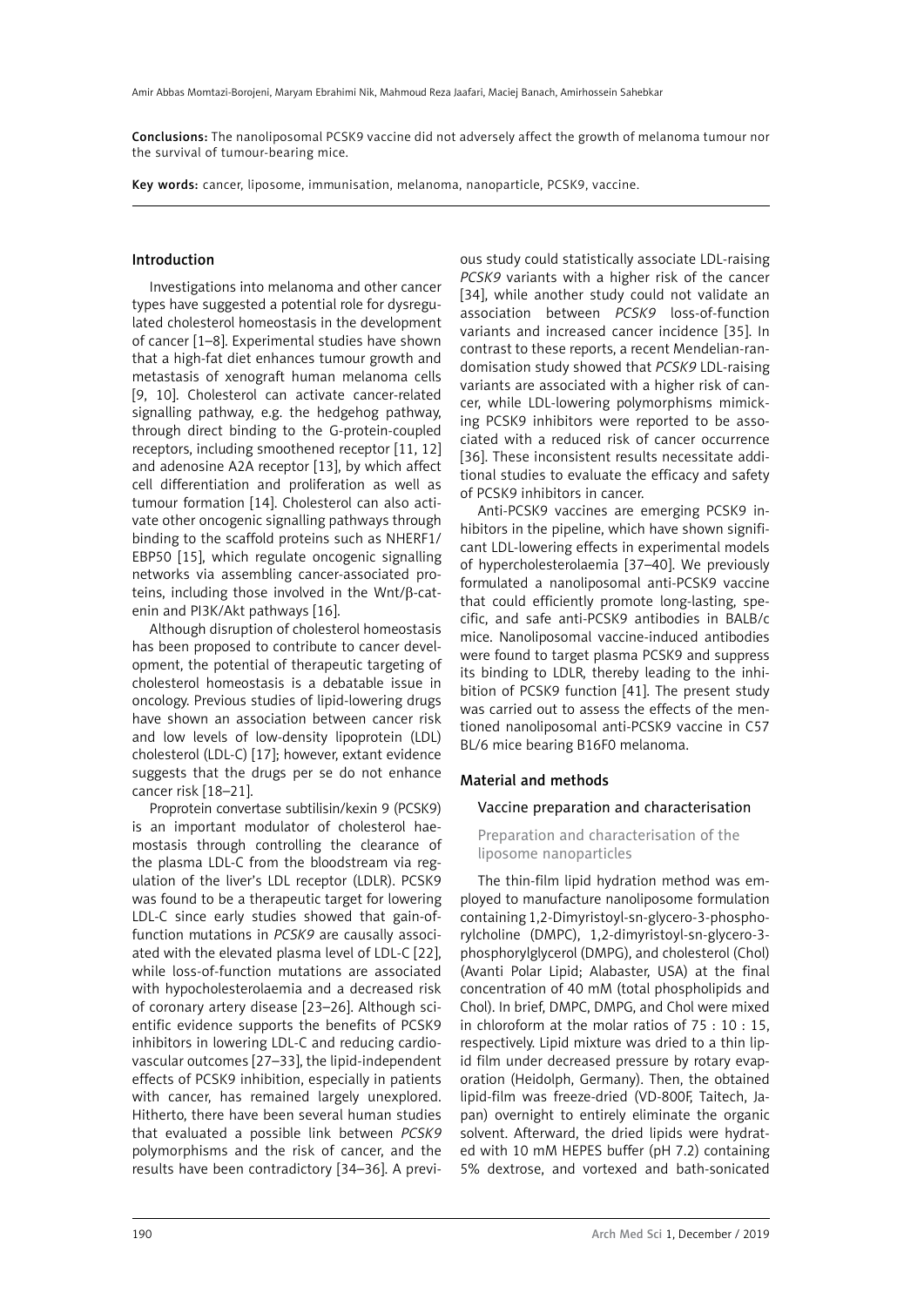**Conclusions:** The nanoliposomal PCSK9 vaccine did not adversely affect the growth of melanoma tumour nor the survival of tumour-bearing mice.

**Key words:** cancer, liposome, immunisation, melanoma, nanoparticle, PCSK9, vaccine.

## Introduction

Investigations into melanoma and other cancer types have suggested a potential role for dysregulated cholesterol homeostasis in the development of cancer [1–8]. Experimental studies have shown that a high-fat diet enhances tumour growth and metastasis of xenograft human melanoma cells [9, 10]. Cholesterol can activate cancer-related signalling pathway, e.g. the hedgehog pathway, through direct binding to the G-protein-coupled receptors, including smoothened receptor [11, 12] and adenosine A2A receptor [13], by which affect cell differentiation and proliferation as well as tumour formation [14]. Cholesterol can also activate other oncogenic signalling pathways through binding to the scaffold proteins such as NHERF1/EBP50 [15], which regulate oncogenic signalling networks via assembling cancer-associated proteins, including those involved in the Wnt/β-catenin and PI3K/Akt pathways [16].

Although disruption of cholesterol homeostasis has been proposed to contribute to cancer development, the potential of therapeutic targeting of cholesterol homeostasis is a debatable issue in oncology. Previous studies of lipid-lowering drugs have shown an association between cancer risk and low levels of low-density lipoprotein (LDL) cholesterol (LDL-C) [17]; however, extant evidence suggests that the drugs per se do not enhance cancer risk [18–21].

Proprotein convertase subtilisin/kexin 9 (PCSK9) is an important modulator of cholesterol haemostasis through controlling the clearance of the plasma LDL-C from the bloodstream via regulation of the liver's LDL receptor (LDLR). PCSK9 was found to be a therapeutic target for lowering LDL-C since early studies showed that gain-of-function mutations in *PCSK9* are causally associated with the elevated plasma level of LDL-C [22], while loss-of-function mutations are associated with hypocholesterolaemia and a decreased risk of coronary artery disease [23–26]. Although scientific evidence supports the benefits of PCSK9 inhibitors in lowering LDL-C and reducing cardiovascular outcomes [27–33], the lipid-independent effects of PCSK9 inhibition, especially in patients with cancer, has remained largely unexplored. Hitherto, there have been several human studies that evaluated a possible link between *PCSK9* polymorphisms and the risk of cancer, and the results have been contradictory [34–36]. A previous study could statistically associate LDL-raising *PCSK9* variants with a higher risk of the cancer [34], while another study could not validate an association between *PCSK9* loss-of-function variants and increased cancer incidence [35]. In contrast to these reports, a recent Mendelian-randomisation study showed that *PCSK9* LDL-raising variants are associated with a higher risk of cancer, while LDL-lowering polymorphisms mimicking PCSK9 inhibitors were reported to be associated with a reduced risk of cancer occurrence [36]. These inconsistent results necessitate additional studies to evaluate the efficacy and safety of PCSK9 inhibitors in cancer.

Anti-PCSK9 vaccines are emerging PCSK9 inhibitors in the pipeline, which have shown significant LDL-lowering effects in experimental models of hypercholesterolaemia [37–40]. We previously formulated a nanoliposomal anti-PCSK9 vaccine that could efficiently promote long-lasting, specific, and safe anti-PCSK9 antibodies in BALB/c mice. Nanoliposomal vaccine-induced antibodies were found to target plasma PCSK9 and suppress its binding to LDLR, thereby leading to the inhibition of PCSK9 function [41]. The present study was carried out to assess the effects of the mentioned nanoliposomal anti-PCSK9 vaccine in C57 BL/6 mice bearing B16F0 melanoma.

## Material and methods

### Vaccine preparation and characterisation

#### Preparation and characterisation of the liposome nanoparticles

The thin-film lipid hydration method was employed to manufacture nanoliposome formulation containing 1,2-Dimyristoyl-sn-glycero-3-phosphorylcholine (DMPC), 1,2-dimyristoyl-sn-glycero-3-phosphorylglycerol (DMPG), and cholesterol (Chol) (Avanti Polar Lipid; Alabaster, USA) at the final concentration of 40 mM (total phospholipids and Chol). In brief, DMPC, DMPG, and Chol were mixed in chloroform at the molar ratios of 75 : 10 : 15, respectively. Lipid mixture was dried to a thin lipid film under decreased pressure by rotary evaporation (Heidolph, Germany). Then, the obtained lipid-film was freeze-dried (VD-800F, Taitech, Japan) overnight to entirely eliminate the organic solvent. Afterward, the dried lipids were hydrated with 10 mM HEPES buffer (pH 7.2) containing 5% dextrose, and vortexed and bath-sonicated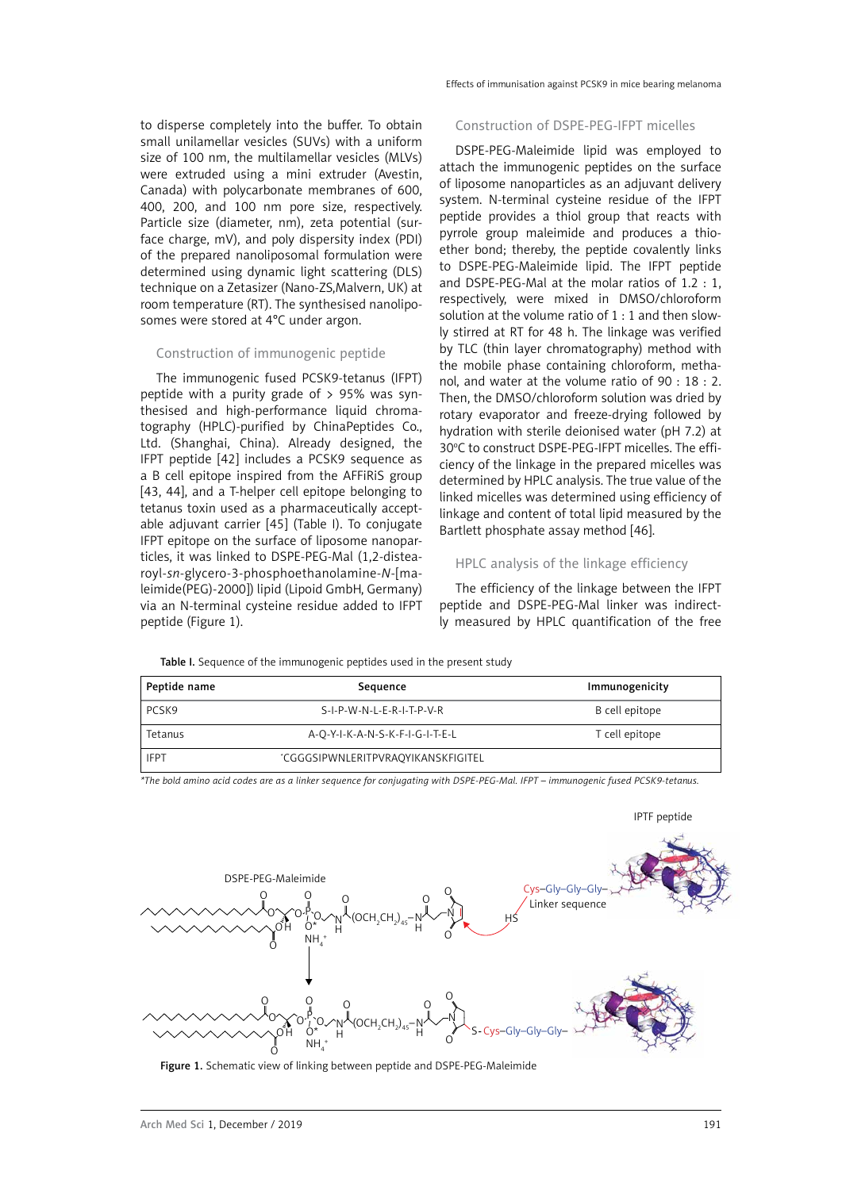to disperse completely into the buffer. To obtain small unilamellar vesicles (SUVs) with a uniform size of 100 nm, the multilamellar vesicles (MLVs) were extruded using a mini extruder (Avestin, Canada) with polycarbonate membranes of 600, 400, 200, and 100 nm pore size, respectively. Particle size (diameter, nm), zeta potential (surface charge, mV), and poly dispersity index (PDI) of the prepared nanoliposomal formulation were determined using dynamic light scattering (DLS) technique on a Zetasizer (Nano-ZS,Malvern, UK) at room temperature (RT). The synthesised nanoliposomes were stored at 4°C under argon.

## Construction of immunogenic peptide

The immunogenic fused PCSK9-tetanus (IFPT) peptide with a purity grade of > 95% was synthesised and high-performance liquid chromatography (HPLC)-purified by ChinaPeptides Co., Ltd. (Shanghai, China). Already designed, the IFPT peptide [42] includes a PCSK9 sequence as a B cell epitope inspired from the AFFiRiS group [43, 44], and a T-helper cell epitope belonging to tetanus toxin used as a pharmaceutically acceptable adjuvant carrier [45] (Table I). To conjugate IFPT epitope on the surface of liposome nanoparticles, it was linked to DSPE-PEG-Mal (1,2-distearoyl-*sn*-glycero-3-phosphoethanolamine-*N*-[maleimide(PEG)-2000]) lipid (Lipoid GmbH, Germany) via an N-terminal cysteine residue added to IFPT peptide (Figure 1).

## Construction of DSPE-PEG-IFPT micelles

DSPE-PEG-Maleimide lipid was employed to attach the immunogenic peptides on the surface of liposome nanoparticles as an adjuvant delivery system. N-terminal cysteine residue of the IFPT peptide provides a thiol group that reacts with pyrrole group maleimide and produces a thioether bond; thereby, the peptide covalently links to DSPE-PEG-Maleimide lipid. The IFPT peptide and DSPE-PEG-Mal at the molar ratios of 1.2 : 1, respectively, were mixed in DMSO/chloroform solution at the volume ratio of 1 : 1 and then slowly stirred at RT for 48 h. The linkage was verified by TLC (thin layer chromatography) method with the mobile phase containing chloroform, methanol, and water at the volume ratio of 90 : 18 : 2. Then, the DMSO/chloroform solution was dried by rotary evaporator and freeze-drying followed by hydration with sterile deionised water (pH 7.2) at 30°C to construct DSPE-PEG-IFPT micelles. The efficiency of the linkage in the prepared micelles was determined by HPLC analysis. The true value of the linked micelles was determined using efficiency of linkage and content of total lipid measured by the Bartlett phosphate assay method [46].

## HPLC analysis of the linkage efficiency

The efficiency of the linkage between the IFPT peptide and DSPE-PEG-Mal linker was indirectly measured by HPLC quantification of the free

**Table I.** Sequence of the immunogenic peptides used in the present study

| Peptide name | Sequence | Immunogenicity |
|---|---|---|
| PCSK9 | S-I-P-W-N-L-E-R-I-T-P-V-R | B cell epitope |
| Tetanus | A-Q-Y-I-K-A-N-S-K-F-I-G-I-T-E-L | T cell epitope |
| IFPT | *CGGGSIPWNLERITPVRAQYIKANSKFIGITEL | |

*The bold amino acid codes are as a linker sequence for conjugating with DSPE-PEG-Mal. IFPT – immunogenic fused PCSK9-tetanus.*

Figure 1. Schematic view of linking between peptide and DSPE-PEG-Maleimide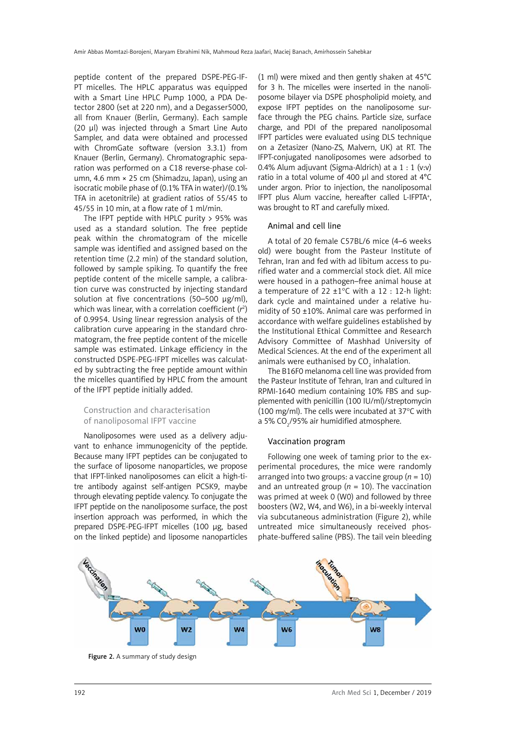peptide content of the prepared DSPE-PEG-IFPT micelles. The HPLC apparatus was equipped with a Smart Line HPLC Pump 1000, a PDA Detector 2800 (set at 220 nm), and a Degasser5000, all from Knauer (Berlin, Germany). Each sample (20 µl) was injected through a Smart Line Auto Sampler, and data were obtained and processed with ChromGate software (version 3.3.1) from Knauer (Berlin, Germany). Chromatographic separation was performed on a C18 reverse-phase column, 4.6 mm × 25 cm (Shimadzu, Japan), using an isocratic mobile phase of (0.1% TFA in water)/(0.1% TFA in acetonitrile) at gradient ratios of 55/45 to 45/55 in 10 min, at a flow rate of 1 ml/min.

The IFPT peptide with HPLC purity > 95% was used as a standard solution. The free peptide peak within the chromatogram of the micelle sample was identified and assigned based on the retention time (2.2 min) of the standard solution, followed by sample spiking. To quantify the free peptide content of the micelle sample, a calibration curve was constructed by injecting standard solution at five concentrations (50–500 µg/ml), which was linear, with a correlation coefficient ($r^2$) of 0.9954. Using linear regression analysis of the calibration curve appearing in the standard chromatogram, the free peptide content of the micelle sample was estimated. Linkage efficiency in the constructed DSPE-PEG-IFPT micelles was calculated by subtracting the free peptide amount within the micelles quantified by HPLC from the amount of the IFPT peptide initially added.

### Construction and characterisation of nanoliposomal IFPT vaccine

Nanoliposomes were used as a delivery adjuvant to enhance immunogenicity of the peptide. Because many IFPT peptides can be conjugated to the surface of liposome nanoparticles, we propose that IFPT-linked nanoliposomes can elicit a high-titre antibody against self-antigen PCSK9, maybe through elevating peptide valency. To conjugate the IFPT peptide on the nanoliposome surface, the post insertion approach was performed, in which the prepared DSPE-PEG-IFPT micelles (100 µg, based on the linked peptide) and liposome nanoparticles (1 ml) were mixed and then gently shaken at 45°C for 3 h. The micelles were inserted in the nanoliposome bilayer via DSPE phospholipid moiety, and expose IFPT peptides on the nanoliposome surface through the PEG chains. Particle size, surface charge, and PDI of the prepared nanoliposomal IFPT particles were evaluated using DLS technique on a Zetasizer (Nano-ZS, Malvern, UK) at RT. The IFPT-conjugated nanoliposomes were adsorbed to 0.4% Alum adjuvant (Sigma-Aldrich) at a 1 : 1 (v:v) ratio in a total volume of 400 µl and stored at 4°C under argon. Prior to injection, the nanoliposomal IFPT plus Alum vaccine, hereafter called L-IFPTA$^+$, was brought to RT and carefully mixed.

### Animal and cell line

A total of 20 female C57BL/6 mice (4–6 weeks old) were bought from the Pasteur Institute of Tehran, Iran and fed with ad libitum access to purified water and a commercial stock diet. All mice were housed in a pathogen–free animal house at a temperature of 22 ±1°C with a 12 : 12-h light: dark cycle and maintained under a relative humidity of 50 ±10%. Animal care was performed in accordance with welfare guidelines established by the Institutional Ethical Committee and Research Advisory Committee of Mashhad University of Medical Sciences. At the end of the experiment all animals were euthanised by $CO_2$ inhalation.

The B16F0 melanoma cell line was provided from the Pasteur Institute of Tehran, Iran and cultured in RPMI-1640 medium containing 10% FBS and supplemented with penicillin (100 IU/ml)/streptomycin (100 mg/ml). The cells were incubated at 37°C with a 5% $CO_2$/95% air humidified atmosphere.

### Vaccination program

Following one week of taming prior to the experimental procedures, the mice were randomly arranged into two groups: a vaccine group ($n$ = 10) and an untreated group ($n$ = 10). The vaccination was primed at week 0 (W0) and followed by three boosters (W2, W4, and W6), in a bi-weekly interval via subcutaneous administration (Figure 2), while untreated mice simultaneously received phosphate-buffered saline (PBS). The tail vein bleeding

**Figure 2.** A summary of study design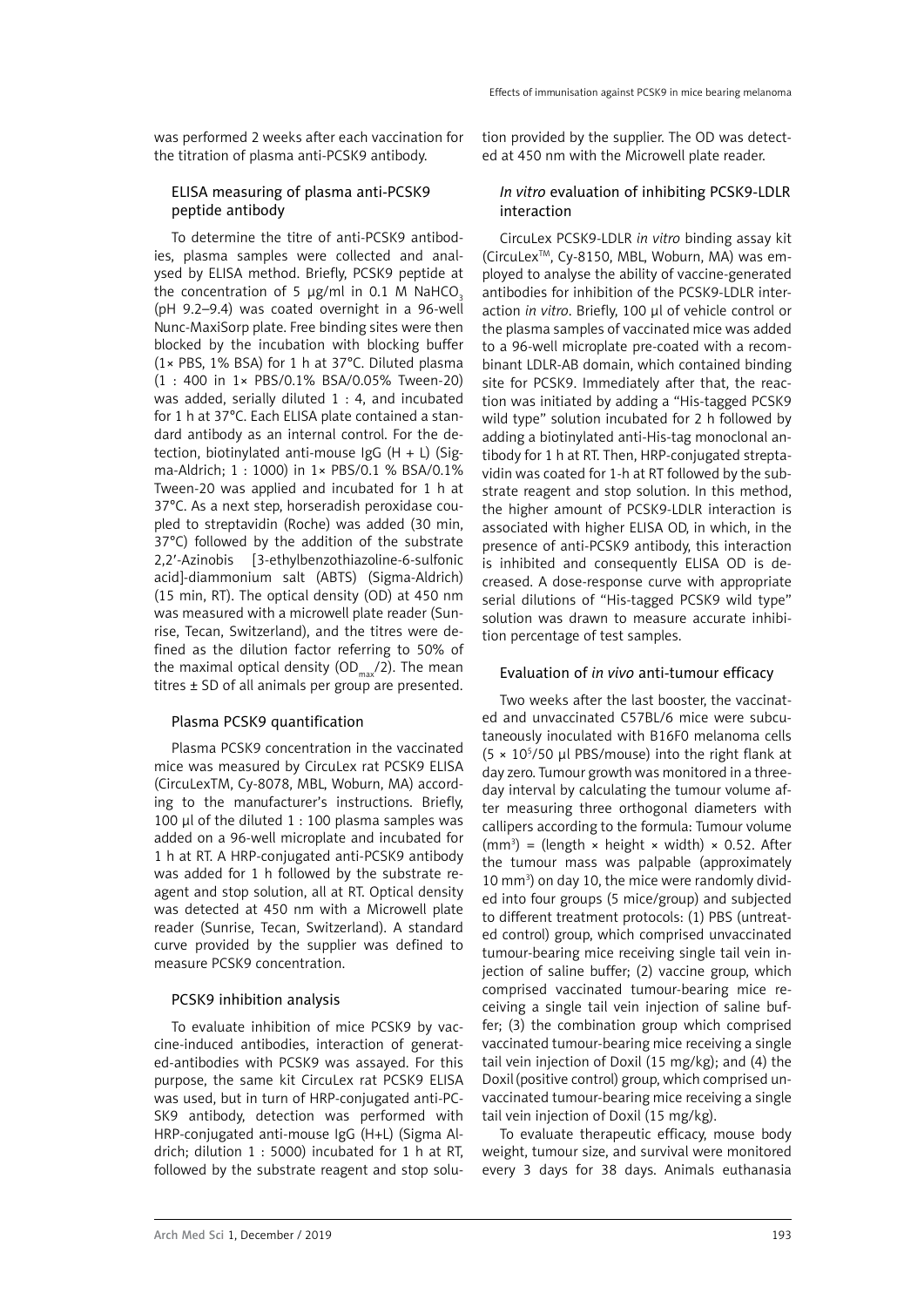was performed 2 weeks after each vaccination for the titration of plasma anti-PCSK9 antibody.

### ELISA measuring of plasma anti-PCSK9 peptide antibody

To determine the titre of anti-PCSK9 antibodies, plasma samples were collected and analysed by ELISA method. Briefly, PCSK9 peptide at the concentration of 5 µg/ml in 0.1 M $NaHCO_3$ (pH 9.2–9.4) was coated overnight in a 96-well Nunc-MaxiSorp plate. Free binding sites were then blocked by the incubation with blocking buffer (1× PBS, 1% BSA) for 1 h at 37°C. Diluted plasma (1 : 400 in 1× PBS/0.1% BSA/0.05% Tween-20) was added, serially diluted 1 : 4, and incubated for 1 h at 37°C. Each ELISA plate contained a standard antibody as an internal control. For the detection, biotinylated anti-mouse IgG (H + L) (Sigma-Aldrich; 1 : 1000) in 1× PBS/0.1 % BSA/0.1% Tween-20 was applied and incubated for 1 h at 37°C. As a next step, horseradish peroxidase coupled to streptavidin (Roche) was added (30 min, 37°C) followed by the addition of the substrate 2,2′-Azinobis [3-ethylbenzothiazoline-6-sulfonic acid]-diammonium salt (ABTS) (Sigma-Aldrich) (15 min, RT). The optical density (OD) at 450 nm was measured with a microwell plate reader (Sunrise, Tecan, Switzerland), and the titres were defined as the dilution factor referring to 50% of the maximal optical density ($OD_{max}/2$). The mean titres ± SD of all animals per group are presented.

### Plasma PCSK9 quantification

Plasma PCSK9 concentration in the vaccinated mice was measured by CircuLex rat PCSK9 ELISA (CircuLexTM, Cy-8078, MBL, Woburn, MA) according to the manufacturer's instructions. Briefly, 100 µl of the diluted 1 : 100 plasma samples was added on a 96-well microplate and incubated for 1 h at RT. A HRP-conjugated anti-PCSK9 antibody was added for 1 h followed by the substrate reagent and stop solution, all at RT. Optical density was detected at 450 nm with a Microwell plate reader (Sunrise, Tecan, Switzerland). A standard curve provided by the supplier was defined to measure PCSK9 concentration.

### PCSK9 inhibition analysis

To evaluate inhibition of mice PCSK9 by vaccine-induced antibodies, interaction of generated-antibodies with PCSK9 was assayed. For this purpose, the same kit CircuLex rat PCSK9 ELISA was used, but in turn of HRP-conjugated anti-PCSK9 antibody, detection was performed with HRP-conjugated anti-mouse IgG (H+L) (Sigma Aldrich; dilution 1 : 5000) incubated for 1 h at RT, followed by the substrate reagent and stop solution provided by the supplier. The OD was detected at 450 nm with the Microwell plate reader.

### *In vitro* evaluation of inhibiting PCSK9-LDLR interaction

CircuLex PCSK9-LDLR *in vitro* binding assay kit (CircuLex™, Cy-8150, MBL, Woburn, MA) was employed to analyse the ability of vaccine-generated antibodies for inhibition of the PCSK9-LDLR interaction *in vitro*. Briefly, 100 µl of vehicle control or the plasma samples of vaccinated mice was added to a 96-well microplate pre-coated with a recombinant LDLR-AB domain, which contained binding site for PCSK9. Immediately after that, the reaction was initiated by adding a "His-tagged PCSK9 wild type" solution incubated for 2 h followed by adding a biotinylated anti-His-tag monoclonal antibody for 1 h at RT. Then, HRP-conjugated streptavidin was coated for 1-h at RT followed by the substrate reagent and stop solution. In this method, the higher amount of PCSK9-LDLR interaction is associated with higher ELISA OD, in which, in the presence of anti-PCSK9 antibody, this interaction is inhibited and consequently ELISA OD is decreased. A dose-response curve with appropriate serial dilutions of "His-tagged PCSK9 wild type" solution was drawn to measure accurate inhibition percentage of test samples.

### Evaluation of *in vivo* anti-tumour efficacy

Two weeks after the last booster, the vaccinated and unvaccinated C57BL/6 mice were subcutaneously inoculated with B16F0 melanoma cells ($5 \times 10^5$/50 µl PBS/mouse) into the right flank at day zero. Tumour growth was monitored in a three-day interval by calculating the tumour volume after measuring three orthogonal diameters with callipers according to the formula: Tumour volume ($mm^3$) = (length × height × width) × 0.52. After the tumour mass was palpable (approximately 10 $mm^3$) on day 10, the mice were randomly divided into four groups (5 mice/group) and subjected to different treatment protocols: (1) PBS (untreated control) group, which comprised unvaccinated tumour-bearing mice receiving single tail vein injection of saline buffer; (2) vaccine group, which comprised vaccinated tumour-bearing mice receiving a single tail vein injection of saline buffer; (3) the combination group which comprised vaccinated tumour-bearing mice receiving a single tail vein injection of Doxil (15 mg/kg); and (4) the Doxil (positive control) group, which comprised unvaccinated tumour-bearing mice receiving a single tail vein injection of Doxil (15 mg/kg).

To evaluate therapeutic efficacy, mouse body weight, tumour size, and survival were monitored every 3 days for 38 days. Animals euthanasia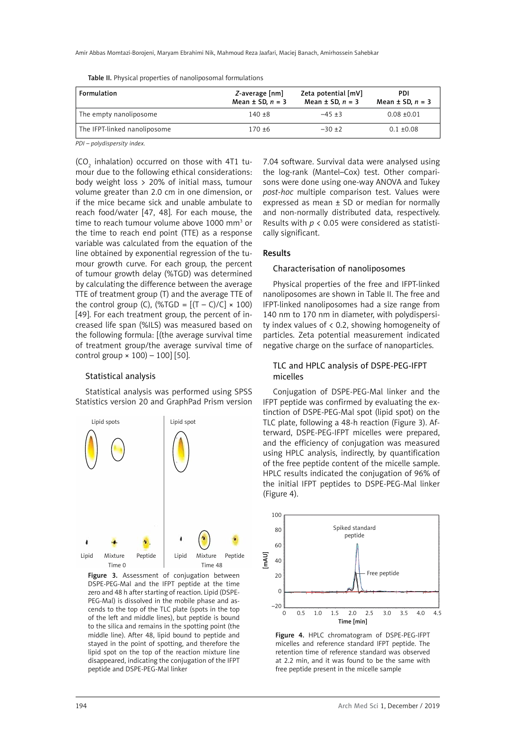Table II. Physical properties of nanoliposomal formulations

| Formulation | *Z*-average [nm] Mean ± SD, *n* = 3 | Zeta potential [mV] Mean ± SD, *n* = 3 | PDI Mean ± SD, *n* = 3 |
|---|---|---|---|
| The empty nanoliposome | 140 ±8 | –45 ±3 | 0.08 ±0.01 |
| The IFPT-linked nanoliposome | 170 ±6 | –30 ±2 | 0.1 ±0.08 |

*PDI – polydispersity index.*

($CO_2$ inhalation) occurred on those with 4T1 tumour due to the following ethical considerations: body weight loss > 20% of initial mass, tumour volume greater than 2.0 cm in one dimension, or if the mice became sick and unable ambulate to reach food/water [47, 48]. For each mouse, the time to reach tumour volume above 1000 mm$^3$ or the time to reach end point (TTE) as a response variable was calculated from the equation of the line obtained by exponential regression of the tumour growth curve. For each group, the percent of tumour growth delay (%TGD) was determined by calculating the difference between the average TTE of treatment group (T) and the average TTE of the control group (C), (%TGD = $[(T - C)/C] \times 100$) [49]. For each treatment group, the percent of increased life span (%ILS) was measured based on the following formula: [(the average survival time of treatment group/the average survival time of control group × 100) – 100] [50].

### Statistical analysis

Statistical analysis was performed using SPSS Statistics version 20 and GraphPad Prism version 7.04 software. Survival data were analysed using the log-rank (Mantel–Cox) test. Other comparisons were done using one-way ANOVA and Tukey *post-hoc* multiple comparison test. Values were expressed as mean ± SD or median for normally and non-normally distributed data, respectively. Results with $p < 0.05$ were considered as statistically significant.

## Results

### Characterisation of nanoliposomes

Physical properties of the free and IFPT-linked nanoliposomes are shown in Table II. The free and IFPT-linked nanoliposomes had a size range from 140 nm to 170 nm in diameter, with polydispersity index values of < 0.2, showing homogeneity of particles. Zeta potential measurement indicated negative charge on the surface of nanoparticles.

### TLC and HPLC analysis of DSPE-PEG-IFPT micelles

Conjugation of DSPE-PEG-Mal linker and the IFPT peptide was confirmed by evaluating the extinction of DSPE-PEG-Mal spot (lipid spot) on the TLC plate, following a 48-h reaction (Figure 3). Afterward, DSPE-PEG-IFPT micelles were prepared, and the efficiency of conjugation was measured using HPLC analysis, indirectly, by quantification of the free peptide content of the micelle sample. HPLC results indicated the conjugation of 96% of the initial IFPT peptides to DSPE-PEG-Mal linker (Figure 4).

Figure 3. Assessment of conjugation between DSPE-PEG-Mal and the IFPT peptide at the time zero and 48 h after starting of reaction. Lipid (DSPE-PEG-Mal) is dissolved in the mobile phase and ascends to the top of the TLC plate (spots in the top of the left and middle lines), but peptide is bound to the silica and remains in the spotting point (the middle line). After 48, lipid bound to peptide and stayed in the point of spotting, and therefore the lipid spot on the top of the reaction mixture line disappeared, indicating the conjugation of the IFPT peptide and DSPE-PEG-Mal linker

Figure 4. HPLC chromatogram of DSPE-PEG-IFPT micelles and reference standard IFPT peptide. The retention time of reference standard was observed at 2.2 min, and it was found to be the same with free peptide present in the micelle sample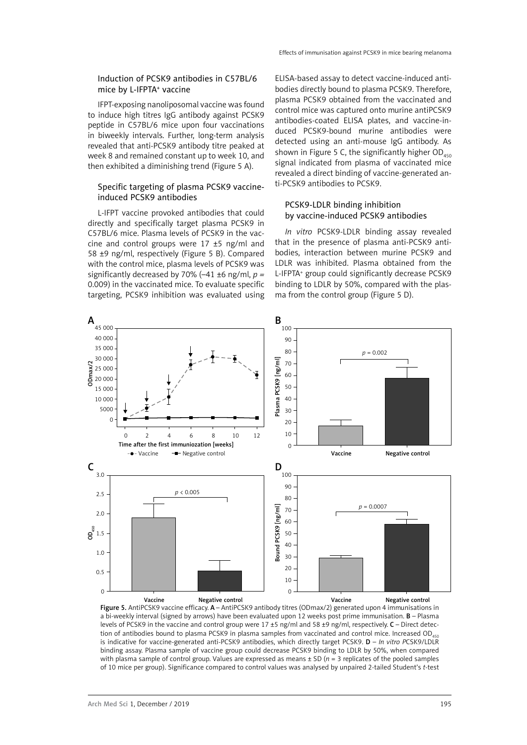### Induction of PCSK9 antibodies in C57BL/6 mice by L-IFPTA+ vaccine

IFPT-exposing nanoliposomal vaccine was found to induce high titres IgG antibody against PCSK9 peptide in C57BL/6 mice upon four vaccinations in biweekly intervals. Further, long-term analysis revealed that anti-PCSK9 antibody titre peaked at week 8 and remained constant up to week 10, and then exhibited a diminishing trend (Figure 5 A).

### Specific targeting of plasma PCSK9 vaccine-induced PCSK9 antibodies

L-IFPT vaccine provoked antibodies that could directly and specifically target plasma PCSK9 in C57BL/6 mice. Plasma levels of PCSK9 in the vaccine and control groups were 17 ±5 ng/ml and 58 ±9 ng/ml, respectively (Figure 5 B). Compared with the control mice, plasma levels of PCSK9 was significantly decreased by 70% (–41 ±6 ng/ml, $p = 0.009$) in the vaccinated mice. To evaluate specific targeting, PCSK9 inhibition was evaluated using ELISA-based assay to detect vaccine-induced antibodies directly bound to plasma PCSK9. Therefore, plasma PCSK9 obtained from the vaccinated and control mice was captured onto murine antiPCSK9 antibodies-coated ELISA plates, and vaccine-induced PCSK9-bound murine antibodies were detected using an anti-mouse IgG antibody. As shown in Figure 5 C, the significantly higher $OD_{450}$ signal indicated from plasma of vaccinated mice revealed a direct binding of vaccine-generated anti-PCSK9 antibodies to PCSK9.

### PCSK9-LDLR binding inhibition by vaccine-induced PCSK9 antibodies

*In vitro* PCSK9-LDLR binding assay revealed that in the presence of plasma anti-PCSK9 antibodies, interaction between murine PCSK9 and LDLR was inhibited. Plasma obtained from the L-IFPTA+ group could significantly decrease PCSK9 binding to LDLR by 50%, compared with the plasma from the control group (Figure 5 D).

**Figure 5.** AntiPCSK9 vaccine efficacy. **A** – AntiPCSK9 antibody titres (ODmax/2) generated upon 4 immunisations in a bi-weekly interval (signed by arrows) have been evaluated upon 12 weeks post prime immunisation. **B** – Plasma levels of PCSK9 in the vaccine and control group were 17 ±5 ng/ml and 58 ±9 ng/ml, respectively. **C** – Direct detection of antibodies bound to plasma PCSK9 in plasma samples from vaccinated and control mice. Increased $OD_{450}$ is indicative for vaccine-generated anti-PCSK9 antibodies, which directly target PCSK9. **D** – *In vitro* PCSK9/LDLR binding assay. Plasma sample of vaccine group could decrease PCSK9 binding to LDLR by 50%, when compared with plasma sample of control group. Values are expressed as means ± SD ($n = 3$ replicates of the pooled samples of 10 mice per group). Significance compared to control values was analysed by unpaired 2-tailed Student's *t*-test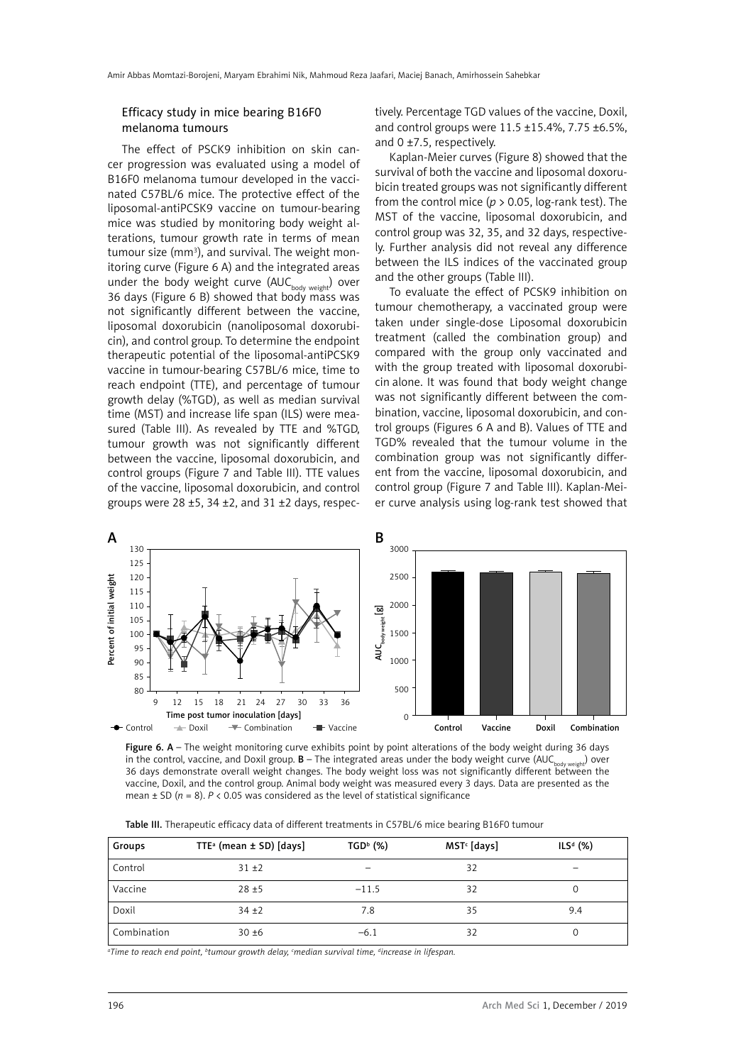### Efficacy study in mice bearing B16F0 melanoma tumours

The effect of PSCK9 inhibition on skin cancer progression was evaluated using a model of B16F0 melanoma tumour developed in the vaccinated C57BL/6 mice. The protective effect of the liposomal-antiPCSK9 vaccine on tumour-bearing mice was studied by monitoring body weight alterations, tumour growth rate in terms of mean tumour size (mm$^3$), and survival. The weight monitoring curve (Figure 6 A) and the integrated areas under the body weight curve ($AUC_{body\ weight}$) over 36 days (Figure 6 B) showed that body mass was not significantly different between the vaccine, liposomal doxorubicin (nanoliposomal doxorubicin), and control group. To determine the endpoint therapeutic potential of the liposomal-antiPCSK9 vaccine in tumour-bearing C57BL/6 mice, time to reach endpoint (TTE), and percentage of tumour growth delay (%TGD), as well as median survival time (MST) and increase life span (ILS) were measured (Table III). As revealed by TTE and %TGD, tumour growth was not significantly different between the vaccine, liposomal doxorubicin, and control groups (Figure 7 and Table III). TTE values of the vaccine, liposomal doxorubicin, and control groups were 28 ±5, 34 ±2, and 31 ±2 days, respectively. Percentage TGD values of the vaccine, Doxil, and control groups were 11.5 ±15.4%, 7.75 ±6.5%, and 0 ±7.5, respectively.

Kaplan-Meier curves (Figure 8) showed that the survival of both the vaccine and liposomal doxorubicin treated groups was not significantly different from the control mice ($p > 0.05$, log-rank test). The MST of the vaccine, liposomal doxorubicin, and control group was 32, 35, and 32 days, respectively. Further analysis did not reveal any difference between the ILS indices of the vaccinated group and the other groups (Table III).

To evaluate the effect of PCSK9 inhibition on tumour chemotherapy, a vaccinated group were taken under single-dose Liposomal doxorubicin treatment (called the combination group) and compared with the group only vaccinated and with the group treated with liposomal doxorubicin alone. It was found that body weight change was not significantly different between the combination, vaccine, liposomal doxorubicin, and control groups (Figures 6 A and B). Values of TTE and TGD% revealed that the tumour volume in the combination group was not significantly different from the vaccine, liposomal doxorubicin, and control group (Figure 7 and Table III). Kaplan-Meier curve analysis using log-rank test showed that

**Figure 6. A** – The weight monitoring curve exhibits point by point alterations of the body weight during 36 days in the control, vaccine, and Doxil group. **B** – The integrated areas under the body weight curve ($AUC_{body\ weight}$) over 36 days demonstrate overall weight changes. The body weight loss was not significantly different between the vaccine, Doxil, and the control group. Animal body weight was measured every 3 days. Data are presented as the mean ± SD ($n = 8$). $P < 0.05$ was considered as the level of statistical significance

**Table III.** Therapeutic efficacy data of different treatments in C57BL/6 mice bearing B16F0 tumour

| Groups | TTE[a] (mean ± SD) [days] | TGD[b] (%) | MST[c] [days] | ILS[d] (%) |
|---|---|---|---|---|
| Control | 31 ±2 | – | 32 | – |
| Vaccine | 28 ±5 | –11.5 | 32 | 0 |
| Doxil | 34 ±2 | 7.8 | 35 | 9.4 |
| Combination | 30 ±6 | –6.1 | 32 | 0 |

[a]*Time to reach end point,* [b]*tumour growth delay,* [c]*median survival time,* [d]*increase in lifespan.*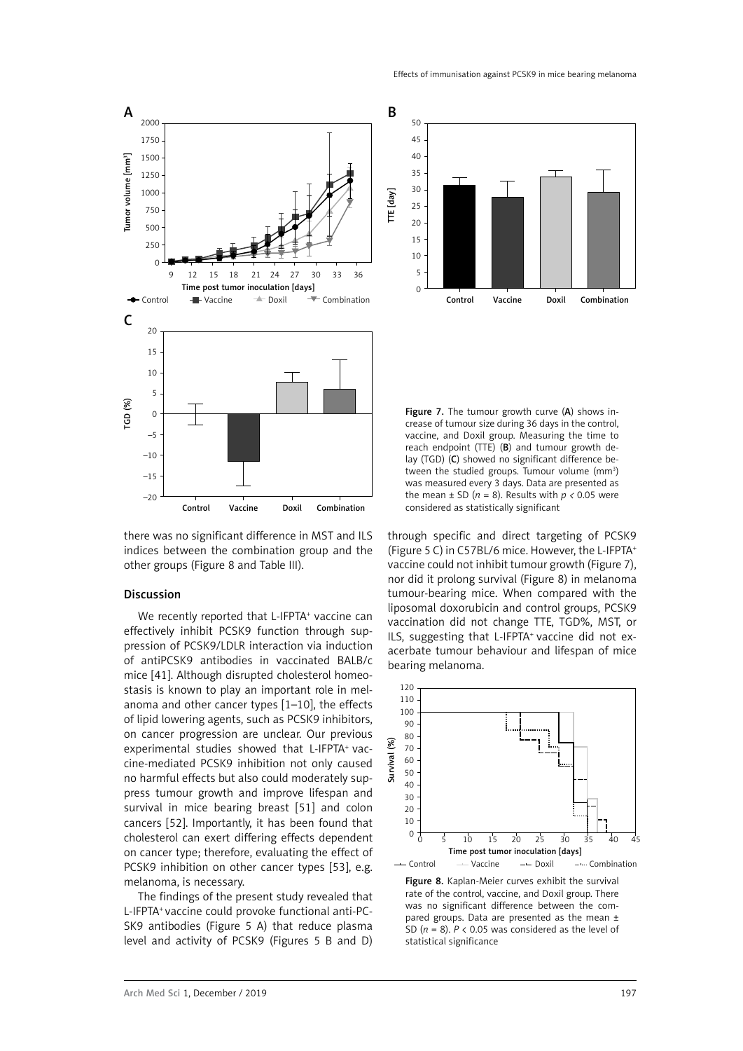Figure 7. The tumour growth curve (**A**) shows increase of tumour size during 36 days in the control, vaccine, and Doxil group. Measuring the time to reach endpoint (TTE) (**B**) and tumour growth delay (TGD) (**C**) showed no significant difference between the studied groups. Tumour volume ($mm^3$) was measured every 3 days. Data are presented as the mean ± SD ($n = 8$). Results with $p < 0.05$ were considered as statistically significant

there was no significant difference in MST and ILS indices between the combination group and the other groups (Figure 8 and Table III).

## Discussion

We recently reported that L-IFPTA+ vaccine can effectively inhibit PCSK9 function through suppression of PCSK9/LDLR interaction via induction of antiPCSK9 antibodies in vaccinated BALB/c mice [41]. Although disrupted cholesterol homeostasis is known to play an important role in melanoma and other cancer types [1–10], the effects of lipid lowering agents, such as PCSK9 inhibitors, on cancer progression are unclear. Our previous experimental studies showed that L-IFPTA+ vaccine-mediated PCSK9 inhibition not only caused no harmful effects but also could moderately suppress tumour growth and improve lifespan and survival in mice bearing breast [51] and colon cancers [52]. Importantly, it has been found that cholesterol can exert differing effects dependent on cancer type; therefore, evaluating the effect of PCSK9 inhibition on other cancer types [53], e.g. melanoma, is necessary.

The findings of the present study revealed that L-IFPTA+ vaccine could provoke functional anti-PCSK9 antibodies (Figure 5 A) that reduce plasma level and activity of PCSK9 (Figures 5 B and D) through specific and direct targeting of PCSK9 (Figure 5 C) in C57BL/6 mice. However, the L-IFPTA+ vaccine could not inhibit tumour growth (Figure 7), nor did it prolong survival (Figure 8) in melanoma tumour-bearing mice. When compared with the liposomal doxorubicin and control groups, PCSK9 vaccination did not change TTE, TGD%, MST, or ILS, suggesting that L-IFPTA+ vaccine did not exacerbate tumour behaviour and lifespan of mice bearing melanoma.

Figure 8. Kaplan-Meier curves exhibit the survival rate of the control, vaccine, and Doxil group. There was no significant difference between the compared groups. Data are presented as the mean ± SD ($n = 8$). $P < 0.05$ was considered as the level of statistical significance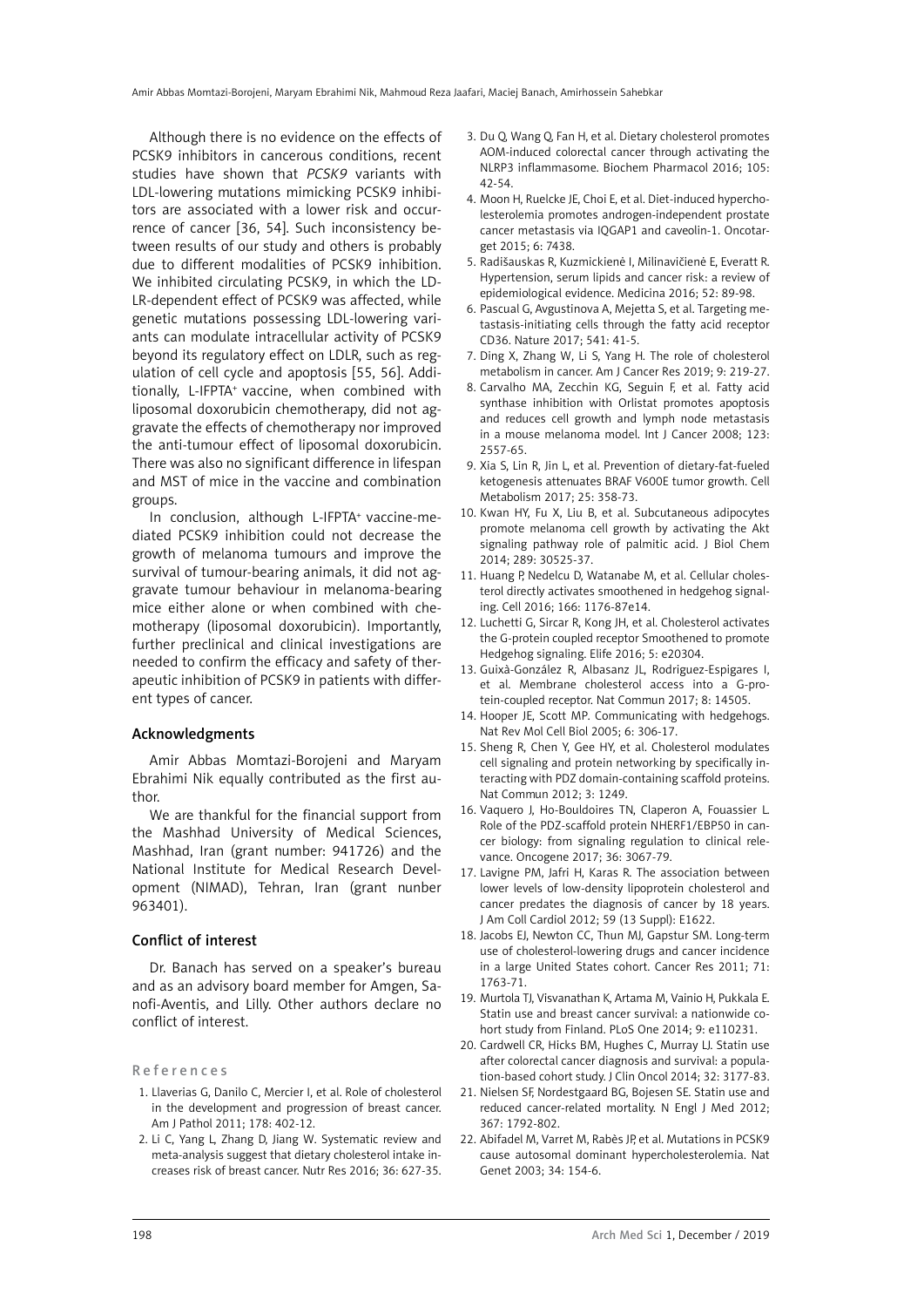Although there is no evidence on the effects of PCSK9 inhibitors in cancerous conditions, recent studies have shown that *PCSK9* variants with LDL-lowering mutations mimicking PCSK9 inhibitors are associated with a lower risk and occurrence of cancer [36, 54]. Such inconsistency between results of our study and others is probably due to different modalities of PCSK9 inhibition. We inhibited circulating PCSK9, in which the LDLR-dependent effect of PCSK9 was affected, while genetic mutations possessing LDL-lowering variants can modulate intracellular activity of PCSK9 beyond its regulatory effect on LDLR, such as regulation of cell cycle and apoptosis [55, 56]. Additionally, L-IFPTA+ vaccine, when combined with liposomal doxorubicin chemotherapy, did not aggravate the effects of chemotherapy nor improved the anti-tumour effect of liposomal doxorubicin. There was also no significant difference in lifespan and MST of mice in the vaccine and combination groups.

In conclusion, although L-IFPTA+ vaccine-mediated PCSK9 inhibition could not decrease the growth of melanoma tumours and improve the survival of tumour-bearing animals, it did not aggravate tumour behaviour in melanoma-bearing mice either alone or when combined with chemotherapy (liposomal doxorubicin). Importantly, further preclinical and clinical investigations are needed to confirm the efficacy and safety of therapeutic inhibition of PCSK9 in patients with different types of cancer.

## Acknowledgments

Amir Abbas Momtazi-Borojeni and Maryam Ebrahimi Nik equally contributed as the first author.

We are thankful for the financial support from the Mashhad University of Medical Sciences, Mashhad, Iran (grant number: 941726) and the National Institute for Medical Research Development (NIMAD), Tehran, Iran (grant nunber 963401).

## Conflict of interest

Dr. Banach has served on a speaker's bureau and as an advisory board member for Amgen, Sanofi-Aventis, and Lilly. Other authors declare no conflict of interest.

## References

1. Llaverias G, Danilo C, Mercier I, et al. Role of cholesterol in the development and progression of breast cancer. Am J Pathol 2011; 178: 402-12.
2. Li C, Yang L, Zhang D, Jiang W. Systematic review and meta-analysis suggest that dietary cholesterol intake increases risk of breast cancer. Nutr Res 2016; 36: 627-35.
3. Du Q, Wang Q, Fan H, et al. Dietary cholesterol promotes AOM-induced colorectal cancer through activating the NLRP3 inflammasome. Biochem Pharmacol 2016; 105: 42-54.
4. Moon H, Ruelcke JE, Choi E, et al. Diet-induced hypercholesterolemia promotes androgen-independent prostate cancer metastasis via IQGAP1 and caveolin-1. Oncotarget 2015; 6: 7438.
5. Radišauskas R, Kuzmickienė I, Milinavičienė E, Everatt R. Hypertension, serum lipids and cancer risk: a review of epidemiological evidence. Medicina 2016; 52: 89-98.
6. Pascual G, Avgustinova A, Mejetta S, et al. Targeting metastasis-initiating cells through the fatty acid receptor CD36. Nature 2017; 541: 41-5.
7. Ding X, Zhang W, Li S, Yang H. The role of cholesterol metabolism in cancer. Am J Cancer Res 2019; 9: 219-27.
8. Carvalho MA, Zecchin KG, Seguin F, et al. Fatty acid synthase inhibition with Orlistat promotes apoptosis and reduces cell growth and lymph node metastasis in a mouse melanoma model. Int J Cancer 2008; 123: 2557-65.
9. Xia S, Lin R, Jin L, et al. Prevention of dietary-fat-fueled ketogenesis attenuates BRAF V600E tumor growth. Cell Metabolism 2017; 25: 358-73.
10. Kwan HY, Fu X, Liu B, et al. Subcutaneous adipocytes promote melanoma cell growth by activating the Akt signaling pathway role of palmitic acid. J Biol Chem 2014; 289: 30525-37.
11. Huang P, Nedelcu D, Watanabe M, et al. Cellular cholesterol directly activates smoothened in hedgehog signaling. Cell 2016; 166: 1176-87e14.
12. Luchetti G, Sircar R, Kong JH, et al. Cholesterol activates the G-protein coupled receptor Smoothened to promote Hedgehog signaling. Elife 2016; 5: e20304.
13. Guixà-González R, Albasanz JL, Rodriguez-Espigares I, et al. Membrane cholesterol access into a G-protein-coupled receptor. Nat Commun 2017; 8: 14505.
14. Hooper JE, Scott MP. Communicating with hedgehogs. Nat Rev Mol Cell Biol 2005; 6: 306-17.
15. Sheng R, Chen Y, Gee HY, et al. Cholesterol modulates cell signaling and protein networking by specifically interacting with PDZ domain-containing scaffold proteins. Nat Commun 2012; 3: 1249.
16. Vaquero J, Ho-Bouldoires TN, Claperon A, Fouassier L. Role of the PDZ-scaffold protein NHERF1/EBP50 in cancer biology: from signaling regulation to clinical relevance. Oncogene 2017; 36: 3067-79.
17. Lavigne PM, Jafri H, Karas R. The association between lower levels of low-density lipoprotein cholesterol and cancer predates the diagnosis of cancer by 18 years. J Am Coll Cardiol 2012; 59 (13 Suppl): E1622.
18. Jacobs EJ, Newton CC, Thun MJ, Gapstur SM. Long-term use of cholesterol-lowering drugs and cancer incidence in a large United States cohort. Cancer Res 2011; 71: 1763-71.
19. Murtola TJ, Visvanathan K, Artama M, Vainio H, Pukkala E. Statin use and breast cancer survival: a nationwide cohort study from Finland. PLoS One 2014; 9: e110231.
20. Cardwell CR, Hicks BM, Hughes C, Murray LJ. Statin use after colorectal cancer diagnosis and survival: a population-based cohort study. J Clin Oncol 2014; 32: 3177-83.
21. Nielsen SF, Nordestgaard BG, Bojesen SE. Statin use and reduced cancer-related mortality. N Engl J Med 2012; 367: 1792-802.
22. Abifadel M, Varret M, Rabès JP, et al. Mutations in PCSK9 cause autosomal dominant hypercholesterolemia. Nat Genet 2003; 34: 154-6.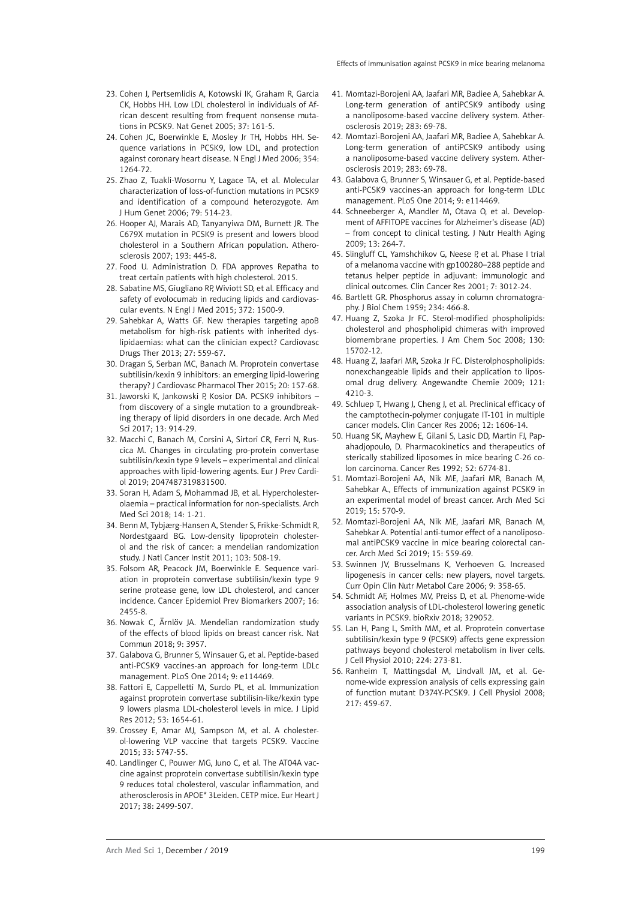23. Cohen J, Pertsemlidis A, Kotowski IK, Graham R, Garcia CK, Hobbs HH. Low LDL cholesterol in individuals of African descent resulting from frequent nonsense mutations in PCSK9. Nat Genet 2005; 37: 161-5.
24. Cohen JC, Boerwinkle E, Mosley Jr TH, Hobbs HH. Sequence variations in PCSK9, low LDL, and protection against coronary heart disease. N Engl J Med 2006; 354: 1264-72.
25. Zhao Z, Tuakli-Wosornu Y, Lagace TA, et al. Molecular characterization of loss-of-function mutations in PCSK9 and identification of a compound heterozygote. Am J Hum Genet 2006; 79: 514-23.
26. Hooper AJ, Marais AD, Tanyanyiwa DM, Burnett JR. The C679X mutation in PCSK9 is present and lowers blood cholesterol in a Southern African population. Atherosclerosis 2007; 193: 445-8.
27. Food U. Administration D. FDA approves Repatha to treat certain patients with high cholesterol. 2015.
28. Sabatine MS, Giugliano RP, Wiviott SD, et al. Efficacy and safety of evolocumab in reducing lipids and cardiovascular events. N Engl J Med 2015; 372: 1500-9.
29. Sahebkar A, Watts GF. New therapies targeting apoB metabolism for high-risk patients with inherited dyslipidaemias: what can the clinician expect? Cardiovasc Drugs Ther 2013; 27: 559-67.
30. Dragan S, Serban MC, Banach M. Proprotein convertase subtilisin/kexin 9 inhibitors: an emerging lipid-lowering therapy? J Cardiovasc Pharmacol Ther 2015; 20: 157-68.
31. Jaworski K, Jankowski P, Kosior DA. PCSK9 inhibitors – from discovery of a single mutation to a groundbreaking therapy of lipid disorders in one decade. Arch Med Sci 2017; 13: 914-29.
32. Macchi C, Banach M, Corsini A, Sirtori CR, Ferri N, Ruscica M. Changes in circulating pro-protein convertase subtilisin/kexin type 9 levels – experimental and clinical approaches with lipid-lowering agents. Eur J Prev Cardiol 2019; 2047487319831500.
33. Soran H, Adam S, Mohammad JB, et al. Hypercholesterolaemia – practical information for non-specialists. Arch Med Sci 2018; 14: 1-21.
34. Benn M, Tybjærg-Hansen A, Stender S, Frikke-Schmidt R, Nordestgaard BG. Low-density lipoprotein cholesterol and the risk of cancer: a mendelian randomization study. J Natl Cancer Instit 2011; 103: 508-19.
35. Folsom AR, Peacock JM, Boerwinkle E. Sequence variation in proprotein convertase subtilisin/kexin type 9 serine protease gene, low LDL cholesterol, and cancer incidence. Cancer Epidemiol Prev Biomarkers 2007; 16: 2455-8.
36. Nowak C, Ärnlöv JA. Mendelian randomization study of the effects of blood lipids on breast cancer risk. Nat Commun 2018; 9: 3957.
37. Galabova G, Brunner S, Winsauer G, et al. Peptide-based anti-PCSK9 vaccines-an approach for long-term LDLc management. PLoS One 2014; 9: e114469.
38. Fattori E, Cappelletti M, Surdo PL, et al. Immunization against proprotein convertase subtilisin-like/kexin type 9 lowers plasma LDL-cholesterol levels in mice. J Lipid Res 2012; 53: 1654-61.
39. Crossey E, Amar MJ, Sampson M, et al. A cholesterol-lowering VLP vaccine that targets PCSK9. Vaccine 2015; 33: 5747-55.
40. Landlinger C, Pouwer MG, Juno C, et al. The AT04A vaccine against proprotein convertase subtilisin/kexin type 9 reduces total cholesterol, vascular inflammation, and atherosclerosis in APOE* 3Leiden. CETP mice. Eur Heart J 2017; 38: 2499-507.
41. Momtazi-Borojeni AA, Jaafari MR, Badiee A, Sahebkar A. Long-term generation of antiPCSK9 antibody using a nanoliposome-based vaccine delivery system. Atherosclerosis 2019; 283: 69-78.
42. Momtazi-Borojeni AA, Jaafari MR, Badiee A, Sahebkar A. Long-term generation of antiPCSK9 antibody using a nanoliposome-based vaccine delivery system. Atherosclerosis 2019; 283: 69-78.
43. Galabova G, Brunner S, Winsauer G, et al. Peptide-based anti-PCSK9 vaccines-an approach for long-term LDLc management. PLoS One 2014; 9: e114469.
44. Schneeberger A, Mandler M, Otava O, et al. Development of AFFITOPE vaccines for Alzheimer's disease (AD) – from concept to clinical testing. J Nutr Health Aging 2009; 13: 264-7.
45. Slingluff CL, Yamshchikov G, Neese P, et al. Phase I trial of a melanoma vaccine with gp100280–288 peptide and tetanus helper peptide in adjuvant: immunologic and clinical outcomes. Clin Cancer Res 2001; 7: 3012-24.
46. Bartlett GR. Phosphorus assay in column chromatography. J Biol Chem 1959; 234: 466-8.
47. Huang Z, Szoka Jr FC. Sterol-modified phospholipids: cholesterol and phospholipid chimeras with improved biomembrane properties. J Am Chem Soc 2008; 130: 15702-12.
48. Huang Z, Jaafari MR, Szoka Jr FC. Disterolphospholipids: nonexchangeable lipids and their application to liposomal drug delivery. Angewandte Chemie 2009; 121: 4210-3.
49. Schluep T, Hwang J, Cheng J, et al. Preclinical efficacy of the camptothecin-polymer conjugate IT-101 in multiple cancer models. Clin Cancer Res 2006; 12: 1606-14.
50. Huang SK, Mayhew E, Gilani S, Lasic DD, Martin FJ, Papahadjopoulo, D. Pharmacokinetics and therapeutics of sterically stabilized liposomes in mice bearing C-26 colon carcinoma. Cancer Res 1992; 52: 6774-81.
51. Momtazi-Borojeni AA, Nik ME, Jaafari MR, Banach M, Sahebkar A., Effects of immunization against PCSK9 in an experimental model of breast cancer. Arch Med Sci 2019; 15: 570-9.
52. Momtazi-Borojeni AA, Nik ME, Jaafari MR, Banach M, Sahebkar A. Potential anti-tumor effect of a nanoliposomal antiPCSK9 vaccine in mice bearing colorectal cancer. Arch Med Sci 2019; 15: 559-69.
53. Swinnen JV, Brusselmans K, Verhoeven G. Increased lipogenesis in cancer cells: new players, novel targets. Curr Opin Clin Nutr Metabol Care 2006; 9: 358-65.
54. Schmidt AF, Holmes MV, Preiss D, et al. Phenome-wide association analysis of LDL-cholesterol lowering genetic variants in PCSK9. bioRxiv 2018; 329052.
55. Lan H, Pang L, Smith MM, et al. Proprotein convertase subtilisin/kexin type 9 (PCSK9) affects gene expression pathways beyond cholesterol metabolism in liver cells. J Cell Physiol 2010; 224: 273-81.
56. Ranheim T, Mattingsdal M, Lindvall JM, et al. Genome-wide expression analysis of cells expressing gain of function mutant D374Y-PCSK9. J Cell Physiol 2008; 217: 459-67.